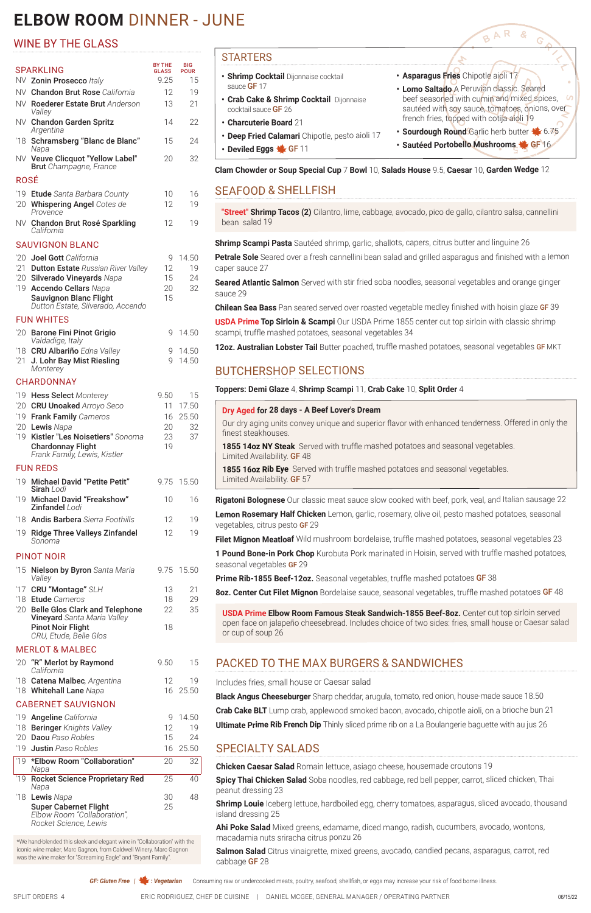# ELBOW ROOM DINNER - JUNE

## WINE BY THE GLASS

### SPARKLING

| | | BY THE GLASS | BIG POUR |
|---|---|---|---|
| NV | **Zonin Prosecco** *Italy* | 9.25 | 15 |
| NV | **Chandon Brut Rose** *California* | 12 | 19 |
| NV | **Roederer Estate Brut** *Anderson Valley* | 13 | 21 |
| NV | **Chandon Garden Spritz** *Argentina* | 14 | 22 |
| '18 | **Schramsberg "Blanc de Blanc"** *Napa* | 15 | 24 |
| NV | **Veuve Clicquot "Yellow Label" Brut** *Champagne, France* | 20 | 32 |

### ROSÉ

| | | | |
|---|---|---|---|
| '19 | **Etude** *Santa Barbara County* | 10 | 16 |
| '20 | **Whispering Angel** *Cotes de Provence* | 12 | 19 |
| NV | **Chandon Brut Rosé Sparkling** *California* | 12 | 19 |

### SAUVIGNON BLANC

| | | | |
|---|---|---|---|
| '20 | **Joel Gott** *California* | 9 | 14.50 |
| '21 | **Dutton Estate** *Russian River Valley* | 12 | 19 |
| '20 | **Silverado Vineyards** *Napa* | 15 | 24 |
| '19 | **Accendo Cellars** *Napa* | 20 | 32 |
| | **Sauvignon Blanc Flight** *Dutton Estate, Silverado, Accendo* | 15 | |

### FUN WHITES

| | | | |
|---|---|---|---|
| '20 | **Barone Fini Pinot Grigio** *Valdadige, Italy* | 9 | 14.50 |
| '18 | **CRU Albariño** *Edna Valley* | 9 | 14.50 |
| '21 | **J. Lohr Bay Mist Riesling** *Monterey* | 9 | 14.50 |

### CHARDONNAY

| | | | |
|---|---|---|---|
| '19 | **Hess Select** *Monterey* | 9.50 | 15 |
| '20 | **CRU Unoaked** *Arroyo Seco* | 11 | 17.50 |
| '19 | **Frank Family** *Carneros* | 16 | 25.50 |
| '20 | **Lewis** *Napa* | 20 | 32 |
| '19 | **Kistler "Les Noisetiers"** *Sonoma* | 23 | 37 |
| | **Chardonnay Flight** *Frank Family, Lewis, Kistler* | 19 | |

### FUN REDS

| | | | |
|---|---|---|---|
| '19 | **Michael David "Petite Petit" Sirah** *Lodi* | 9.75 | 15.50 |
| '19 | **Michael David "Freakshow" Zinfandel** *Lodi* | 10 | 16 |
| '18 | **Andis Barbera** *Sierra Foothills* | 12 | 19 |
| '19 | **Ridge Three Valleys Zinfandel** *Sonoma* | 12 | 19 |

### PINOT NOIR

| | | | |
|---|---|---|---|
| '15 | **Nielson by Byron** *Santa Maria Valley* | 9.75 | 15.50 |
| '17 | **CRU "Montage"** *SLH* | 13 | 21 |
| '18 | **Etude** *Carneros* | 18 | 29 |
| '20 | **Belle Glos Clark and Telephone Vineyard** *Santa Maria Valley* | 22 | 35 |
| | **Pinot Noir Flight** *CRU, Etude, Belle Glos* | 18 | |

### MERLOT & MALBEC

| | | | |
|---|---|---|---|
| '20 | **"R" Merlot by Raymond** *California* | 9.50 | 15 |
| '18 | **Catena Malbec**, *Argentina* | 12 | 19 |
| '18 | **Whitehall Lane** *Napa* | 16 | 25.50 |

### CABERNET SAUVIGNON

| | | | |
|---|---|---|---|
| '19 | **Angeline** *California* | 9 | 14.50 |
| '18 | **Beringer** *Knights Valley* | 12 | 19 |
| '20 | **Daou** *Paso Robles* | 15 | 24 |
| '19 | **Justin** *Paso Robles* | 16 | 25.50 |
| '19 | ***Elbow Room "Collaboration"** *Napa* | 20 | 32 |
| '19 | **Rocket Science Proprietary Red** *Napa* | 25 | 40 |
| '18 | **Lewis** *Napa* | 30 | 48 |
| | **Super Cabernet Flight** *Elbow Room "Collaboration", Rocket Science, Lewis* | 25 | |

*We hand-blended this sleek and elegant wine in "Collaboration" with the iconic wine maker, Marc Gagnon, from Caldwell Winery. Marc Gagnon was the wine maker for "Screaming Eagle" and "Bryant Family".

## STARTERS

- **Shrimp Cocktail** Dijonnaise cocktail sauce **GF** 17
- **Crab Cake & Shrimp Cocktail** Dijonnaise cocktail sauce **GF** 26
- **Charcuterie Board** 21
- **Deep Fried Calamari** Chipotle, pesto aioli 17
- **Deviled Eggs** 🍁 **GF** 11
- **Asparagus Fries** Chipotle aioli 17
- **Lomo Saltado** A Peruvian classic. Seared beef seasoned with cumin and mixed spices, sautéed with soy sauce, tomatoes, onions, over french fries, topped with cotija aioli 19
- **Sourdough Round** Garlic herb butter 🍁 6.75
- **Sautéed Portobello Mushrooms** 🍁 **GF** 16

**Clam Chowder or Soup Special Cup** 7 **Bowl** 10, **Salads House** 9.5, **Caesar** 10, **Garden Wedge** 12

## SEAFOOD & SHELLFISH

**"Street" Shrimp Tacos (2)** Cilantro, lime, cabbage, avocado, pico de gallo, cilantro salsa, cannellini bean salad 19

**Shrimp Scampi Pasta** Sautéed shrimp, garlic, shallots, capers, citrus butter and linguine 26

**Petrale Sole** Seared over a fresh cannellini bean salad and grilled asparagus and finished with a lemon caper sauce 27

**Seared Atlantic Salmon** Served with stir fried soba noodles, seasonal vegetables and orange ginger sauce 29

**Chilean Sea Bass** Pan seared served over roasted vegetable medley finished with hoisin glaze **GF** 39

**USDA Prime Top Sirloin & Scampi** Our USDA Prime 1855 center cut top sirloin with classic shrimp scampi, truffle mashed potatoes, seasonal vegetables 34

**12oz. Australian Lobster Tail** Butter poached, truffle mashed potatoes, seasonal vegetables **GF** MKT

## BUTCHERSHOP SELECTIONS

**Toppers: Demi Glaze** 4, **Shrimp Scampi** 11, **Crab Cake** 10, **Split Order** 4

**Dry Aged for 28 days - A Beef Lover's Dream**

Our dry aging units convey unique and superior flavor with enhanced tenderness. Offered in only the finest steakhouses.

**1855 14oz NY Steak** Served with truffle mashed potatoes and seasonal vegetables. Limited Availability. **GF** 48

**1855 16oz Rib Eye** Served with truffle mashed potatoes and seasonal vegetables. Limited Availability. **GF** 57

**Rigatoni Bolognese** Our classic meat sauce slow cooked with beef, pork, veal, and Italian sausage 22

**Lemon Rosemary Half Chicken** Lemon, garlic, rosemary, olive oil, pesto mashed potatoes, seasonal vegetables, citrus pesto **GF** 29

**Filet Mignon Meatloaf** Wild mushroom bordelaise, truffle mashed potatoes, seasonal vegetables 23

**1 Pound Bone-in Pork Chop** Kurobuta Pork marinated in Hoisin, served with truffle mashed potatoes, seasonal vegetables **GF** 29

**Prime Rib-1855 Beef-12oz.** Seasonal vegetables, truffle mashed potatoes **GF** 38

**8oz. Center Cut Filet Mignon** Bordelaise sauce, seasonal vegetables, truffle mashed potatoes **GF** 48

**USDA Prime Elbow Room Famous Steak Sandwich-1855 Beef-8oz.** Center cut top sirloin served open face on jalapeño cheesebread. Includes choice of two sides: fries, small house or Caesar salad or cup of soup 26

## PACKED TO THE MAX BURGERS & SANDWICHES

Includes fries, small house or Caesar salad

**Black Angus Cheeseburger** Sharp cheddar, arugula, tomato, red onion, house-made sauce 18.50

**Crab Cake BLT** Lump crab, applewood smoked bacon, avocado, chipotle aioli, on a brioche bun 21

**Ultimate Prime Rib French Dip** Thinly sliced prime rib on a La Boulangerie baguette with au jus 26

## SPECIALTY SALADS

**Chicken Caesar Salad** Romain lettuce, asiago cheese, housemade croutons 19

**Spicy Thai Chicken Salad** Soba noodles, red cabbage, red bell pepper, carrot, sliced chicken, Thai peanut dressing 23

**Shrimp Louie** Iceberg lettuce, hardboiled egg, cherry tomatoes, asparagus, sliced avocado, thousand island dressing 25

**Ahi Poke Salad** Mixed greens, edamame, diced mango, radish, cucumbers, avocado, wontons, macadamia nuts sriracha citrus ponzu 26

**Salmon Salad** Citrus vinaigrette, mixed greens, avocado, candied pecans, asparagus, carrot, red cabbage **GF** 28

*GF: Gluten Free* | 🍁 *: Vegetarian* Consuming raw or undercooked meats, poultry, seafood, shellfish, or eggs may increase your risk of food borne illness.

SPLIT ORDERS 4 ERIC RODRIGUEZ, CHEF DE CUISINE | DANIEL MCGEE, GENERAL MANAGER / OPERATING PARTNER 06/15/22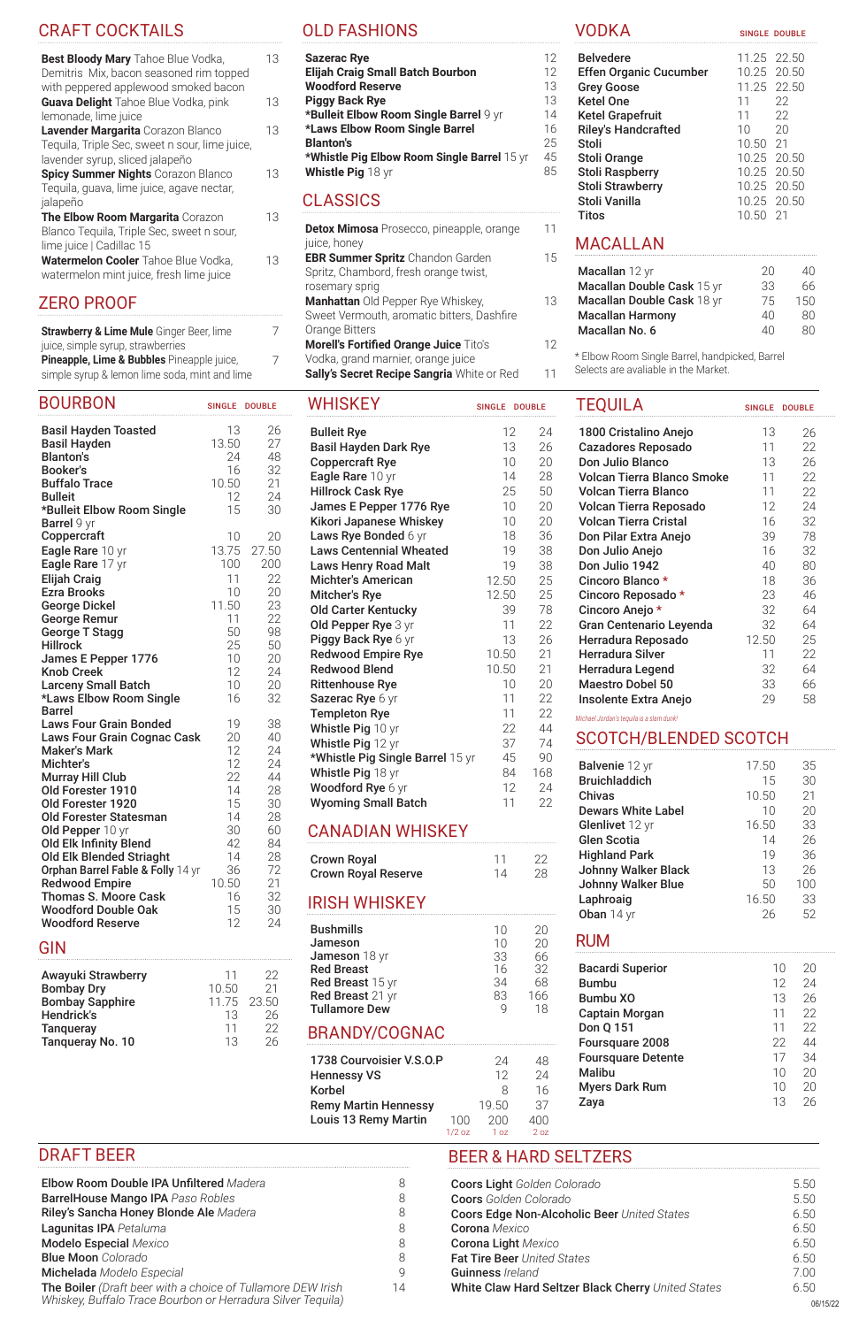## CRAFT COCKTAILS

| | |
|---|---|
| **Best Bloody Mary** Tahoe Blue Vodka, Demitris Mix, bacon seasoned rim topped with peppered applewood smoked bacon | 13 |
| **Guava Delight** Tahoe Blue Vodka, pink lemonade, lime juice | 13 |
| **Lavender Margarita** Corazon Blanco Tequila, Triple Sec, sweet n sour, lime juice, lavender syrup, sliced jalapeño | 13 |
| **Spicy Summer Nights** Corazon Blanco Tequila, guava, lime juice, agave nectar, jalapeño | 13 |
| **The Elbow Room Margarita** Corazon Blanco Tequila, Triple Sec, sweet n sour, lime juice \| Cadillac 15 | 13 |
| **Watermelon Cooler** Tahoe Blue Vodka, watermelon mint juice, fresh lime juice | 13 |

## ZERO PROOF

| | |
|---|---|
| **Strawberry & Lime Mule** Ginger Beer, lime juice, simple syrup, strawberries | 7 |
| **Pineapple, Lime & Bubbles** Pineapple juice, simple syrup & lemon lime soda, mint and lime | 7 |

## OLD FASHIONS

| | |
|---|---|
| **Sazerac Rye** | 12 |
| **Elijah Craig Small Batch Bourbon** | 12 |
| **Woodford Reserve** | 13 |
| **Piggy Back Rye** | 13 |
| ***Bulleit Elbow Room Single Barrel** 9 yr | 14 |
| ***Laws Elbow Room Single Barrel** | 16 |
| **Blanton's** | 25 |
| ***Whistle Pig Elbow Room Single Barrel** 15 yr | 45 |
| **Whistle Pig** 18 yr | 85 |

## CLASSICS

| | |
|---|---|
| **Detox Mimosa** Prosecco, pineapple, orange juice, honey | 11 |
| **EBR Summer Spritz** Chandon Garden Spritz, Chambord, fresh orange twist, rosemary sprig | 15 |
| **Manhattan** Old Pepper Rye Whiskey, Sweet Vermouth, aromatic bitters, Dashfire Orange Bitters | 13 |
| **Morell's Fortified Orange Juice** Tito's Vodka, grand marnier, orange juice | 12 |
| **Sally's Secret Recipe Sangria** White or Red | 11 |

## VODKA

| | SINGLE | DOUBLE |
|---|---|---|
| **Belvedere** | 11.25 | 22.50 |
| **Effen Organic Cucumber** | 10.25 | 20.50 |
| **Grey Goose** | 11.25 | 22.50 |
| **Ketel One** | 11 | 22 |
| **Ketel Grapefruit** | 11 | 22 |
| **Riley's Handcrafted** | 10 | 20 |
| **Stoli** | 10.50 | 21 |
| **Stoli Orange** | 10.25 | 20.50 |
| **Stoli Raspberry** | 10.25 | 20.50 |
| **Stoli Strawberry** | 10.25 | 20.50 |
| **Stoli Vanilla** | 10.25 | 20.50 |
| **Titos** | 10.50 | 21 |

## MACALLAN

| | | |
|---|---|---|
| **Macallan** 12 yr | 20 | 40 |
| **Macallan Double Cask** 15 yr | 33 | 66 |
| **Macallan Double Cask** 18 yr | 75 | 150 |
| **Macallan Harmony** | 40 | 80 |
| **Macallan No. 6** | 40 | 80 |

* Elbow Room Single Barrel, handpicked, Barrel Selects are avaliable in the Market.

## BOURBON

| | SINGLE | DOUBLE |
|---|---|---|
| **Basil Hayden Toasted** | 13 | 26 |
| **Basil Hayden** | 13.50 | 27 |
| **Blanton's** | 24 | 48 |
| **Booker's** | 16 | 32 |
| **Buffalo Trace** | 10.50 | 21 |
| **Bulleit** | 12 | 24 |
| ***Bulleit Elbow Room Single Barrel** 9 yr | 15 | 30 |
| **Coppercraft** | 10 | 20 |
| **Eagle Rare** 10 yr | 13.75 | 27.50 |
| **Eagle Rare** 17 yr | 100 | 200 |
| **Elijah Craig** | 11 | 22 |
| **Ezra Brooks** | 10 | 20 |
| **George Dickel** | 11.50 | 23 |
| **George Remur** | 11 | 22 |
| **George T Stagg** | 50 | 98 |
| **Hillrock** | 25 | 50 |
| **James E Pepper 1776** | 10 | 20 |
| **Knob Creek** | 12 | 24 |
| **Larceny Small Batch** | 10 | 20 |
| ***Laws Elbow Room Single Barrel** | 16 | 32 |
| **Laws Four Grain Bonded** | 19 | 38 |
| **Laws Four Grain Cognac Cask** | 20 | 40 |
| **Maker's Mark** | 12 | 24 |
| **Michter's** | 12 | 24 |
| **Murray Hill Club** | 22 | 44 |
| **Old Forester 1910** | 14 | 28 |
| **Old Forester 1920** | 15 | 30 |
| **Old Forester Statesman** | 14 | 28 |
| **Old Pepper** 10 yr | 30 | 60 |
| **Old Elk Infinity Blend** | 42 | 84 |
| **Old Elk Blended Striaght** | 14 | 28 |
| **Orphan Barrel Fable & Folly** 14 yr | 36 | 72 |
| **Redwood Empire** | 10.50 | 21 |
| **Thomas S. Moore Cask** | 16 | 32 |
| **Woodford Double Oak** | 15 | 30 |
| **Woodford Reserve** | 12 | 24 |

## GIN

| | | |
|---|---|---|
| **Awayuki Strawberry** | 11 | 22 |
| **Bombay Dry** | 10.50 | 21 |
| **Bombay Sapphire** | 11.75 | 23.50 |
| **Hendrick's** | 13 | 26 |
| **Tanqueray** | 11 | 22 |
| **Tanqueray No. 10** | 13 | 26 |

## WHISKEY

| | SINGLE | DOUBLE |
|---|---|---|
| **Bulleit Rye** | 12 | 24 |
| **Basil Hayden Dark Rye** | 13 | 26 |
| **Coppercraft Rye** | 10 | 20 |
| **Eagle Rare** 10 yr | 14 | 28 |
| **Hillrock Cask Rye** | 25 | 50 |
| **James E Pepper 1776 Rye** | 10 | 20 |
| **Kikori Japanese Whiskey** | 10 | 20 |
| **Laws Rye Bonded** 6 yr | 18 | 36 |
| **Laws Centennial Wheated** | 19 | 38 |
| **Laws Henry Road Malt** | 19 | 38 |
| **Michter's American** | 12.50 | 25 |
| **Mitcher's Rye** | 12.50 | 25 |
| **Old Carter Kentucky** | 39 | 78 |
| **Old Pepper Rye** 3 yr | 11 | 22 |
| **Piggy Back Rye** 6 yr | 13 | 26 |
| **Redwood Empire Rye** | 10.50 | 21 |
| **Redwood Blend** | 10.50 | 21 |
| **Rittenhouse Rye** | 10 | 20 |
| **Sazerac Rye** 6 yr | 11 | 22 |
| **Templeton Rye** | 11 | 22 |
| **Whistle Pig** 10 yr | 22 | 44 |
| **Whistle Pig** 12 yr | 37 | 74 |
| ***Whistle Pig Single Barrel** 15 yr | 45 | 90 |
| **Whistle Pig** 18 yr | 84 | 168 |
| **Woodford Rye** 6 yr | 12 | 24 |
| **Wyoming Small Batch** | 11 | 22 |

## CANADIAN WHISKEY

| | | |
|---|---|---|
| **Crown Royal** | 11 | 22 |
| **Crown Royal Reserve** | 14 | 28 |

## IRISH WHISKEY

| | | |
|---|---|---|
| **Bushmills** | 10 | 20 |
| **Jameson** | 10 | 20 |
| **Jameson** 18 yr | 33 | 66 |
| **Red Breast** | 16 | 32 |
| **Red Breast** 15 yr | 34 | 68 |
| **Red Breast** 21 yr | 83 | 166 |
| **Tullamore Dew** | 9 | 18 |

## BRANDY/COGNAC

| | | | |
|---|---|---|---|
| **1738 Courvoisier V.S.O.P** | | 24 | 48 |
| **Hennessy VS** | | 12 | 24 |
| **Korbel** | | 8 | 16 |
| **Remy Martin Hennessy** | | 19.50 | 37 |
| **Louis 13 Remy Martin** | 100 (1/2 oz) | 200 (1 oz) | 400 (2 oz) |

## TEQUILA

| | SINGLE | DOUBLE |
|---|---|---|
| **1800 Cristalino Anejo** | 13 | 26 |
| **Cazadores Reposado** | 11 | 22 |
| **Don Julio Blanco** | 13 | 26 |
| **Volcan Tierra Blanco Smoke** | 11 | 22 |
| **Volcan Tierra Blanco** | 11 | 22 |
| **Volcan Tierra Reposado** | 12 | 24 |
| **Volcan Tierra Cristal** | 16 | 32 |
| **Don Pilar Extra Anejo** | 39 | 78 |
| **Don Julio Anejo** | 16 | 32 |
| **Don Julio 1942** | 40 | 80 |
| **Cincoro Blanco** * | 18 | 36 |
| **Cincoro Reposado** * | 23 | 46 |
| **Cincoro Anejo** * | 32 | 64 |
| **Gran Centenario Leyenda** | 32 | 64 |
| **Herradura Reposado** | 12.50 | 25 |
| **Herradura Silver** | 11 | 22 |
| **Herradura Legend** | 32 | 64 |
| **Maestro Dobel 50** | 33 | 66 |
| **Insolente Extra Anejo** | 29 | 58 |

*Michael Jordan's tequila is a slam dunk!*

## SCOTCH/BLENDED SCOTCH

| | | |
|---|---|---|
| **Balvenie** 12 yr | 17.50 | 35 |
| **Bruichladdich** | 15 | 30 |
| **Chivas** | 10.50 | 21 |
| **Dewars White Label** | 10 | 20 |
| **Glenlivet** 12 yr | 16.50 | 33 |
| **Glen Scotia** | 14 | 26 |
| **Highland Park** | 19 | 36 |
| **Johnny Walker Black** | 13 | 26 |
| **Johnny Walker Blue** | 50 | 100 |
| **Laphroaig** | 16.50 | 33 |
| **Oban** 14 yr | 26 | 52 |

## RUM

| | | |
|---|---|---|
| **Bacardi Superior** | 10 | 20 |
| **Bumbu** | 12 | 24 |
| **Bumbu XO** | 13 | 26 |
| **Captain Morgan** | 11 | 22 |
| **Don Q 151** | 11 | 22 |
| **Foursquare 2008** | 22 | 44 |
| **Foursquare Detente** | 17 | 34 |
| **Malibu** | 10 | 20 |
| **Myers Dark Rum** | 10 | 20 |
| **Zaya** | 13 | 26 |

## DRAFT BEER

| | |
|---|---|
| **Elbow Room Double IPA Unfiltered** *Madera* | 8 |
| **BarrelHouse Mango IPA** *Paso Robles* | 8 |
| **Riley's Sancha Honey Blonde Ale** *Madera* | 8 |
| **Lagunitas IPA** *Petaluma* | 8 |
| **Modelo Especial** *Mexico* | 8 |
| **Blue Moon** *Colorado* | 8 |
| **Michelada** *Modelo Especial* | 9 |
| **The Boiler** *(Draft beer with a choice of Tullamore DEW Irish Whiskey, Buffalo Trace Bourbon or Herradura Silver Tequila)* | 14 |

## BEER & HARD SELTZERS

| | |
|---|---|
| **Coors Light** *Golden Colorado* | 5.50 |
| **Coors** *Golden Colorado* | 5.50 |
| **Coors Edge Non-Alcoholic Beer** *United States* | 6.50 |
| **Corona** *Mexico* | 6.50 |
| **Corona Light** *Mexico* | 6.50 |
| **Fat Tire Beer** *United States* | 6.50 |
| **Guinness** *Ireland* | 7.00 |
| **White Claw Hard Seltzer Black Cherry** *United States* | 6.50 |

06/15/22